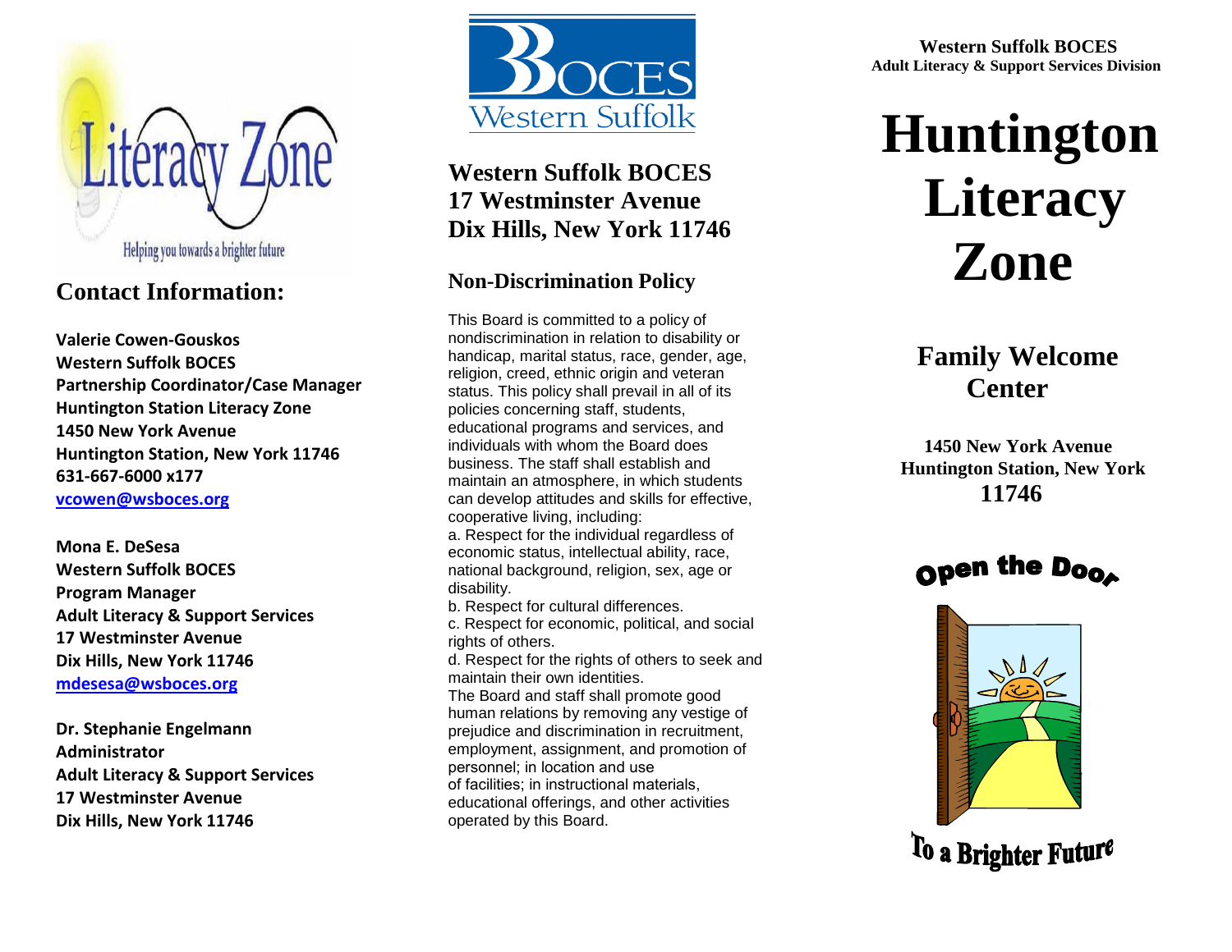Literacy Zone

Helping you towards a brighter future

## Contact Information:

**Valerie Cowen-Gouskos**
**Western Suffolk BOCES**
**Partnership Coordinator/Case Manager**
**Huntington Station Literacy Zone**
**1450 New York Avenue**
**Huntington Station, New York 11746**
**631-667-6000 x177**
**vcowen@wsboces.org**

**Mona E. DeSesa**
**Western Suffolk BOCES**
**Program Manager**
**Adult Literacy & Support Services**
**17 Westminster Avenue**
**Dix Hills, New York 11746**
**mdesesa@wsboces.org**

**Dr. Stephanie Engelmann**
**Administrator**
**Adult Literacy & Support Services**
**17 Westminster Avenue**
**Dix Hills, New York 11746**

BOCES Western Suffolk

### Western Suffolk BOCES
### 17 Westminster Avenue
### Dix Hills, New York 11746

### Non-Discrimination Policy

This Board is committed to a policy of nondiscrimination in relation to disability or handicap, marital status, race, gender, age, religion, creed, ethnic origin and veteran status. This policy shall prevail in all of its policies concerning staff, students, educational programs and services, and individuals with whom the Board does business. The staff shall establish and maintain an atmosphere, in which students can develop attitudes and skills for effective, cooperative living, including:

a. Respect for the individual regardless of economic status, intellectual ability, race, national background, religion, sex, age or disability.

b. Respect for cultural differences.

c. Respect for economic, political, and social rights of others.

d. Respect for the rights of others to seek and maintain their own identities.

The Board and staff shall promote good human relations by removing any vestige of prejudice and discrimination in recruitment, employment, assignment, and promotion of personnel; in location and use of facilities; in instructional materials, educational offerings, and other activities operated by this Board.

**Western Suffolk BOCES**
**Adult Literacy & Support Services Division**

# Huntington Literacy Zone

## Family Welcome Center

**1450 New York Avenue**
**Huntington Station, New York**
**11746**

Open the Door

To a Brighter Future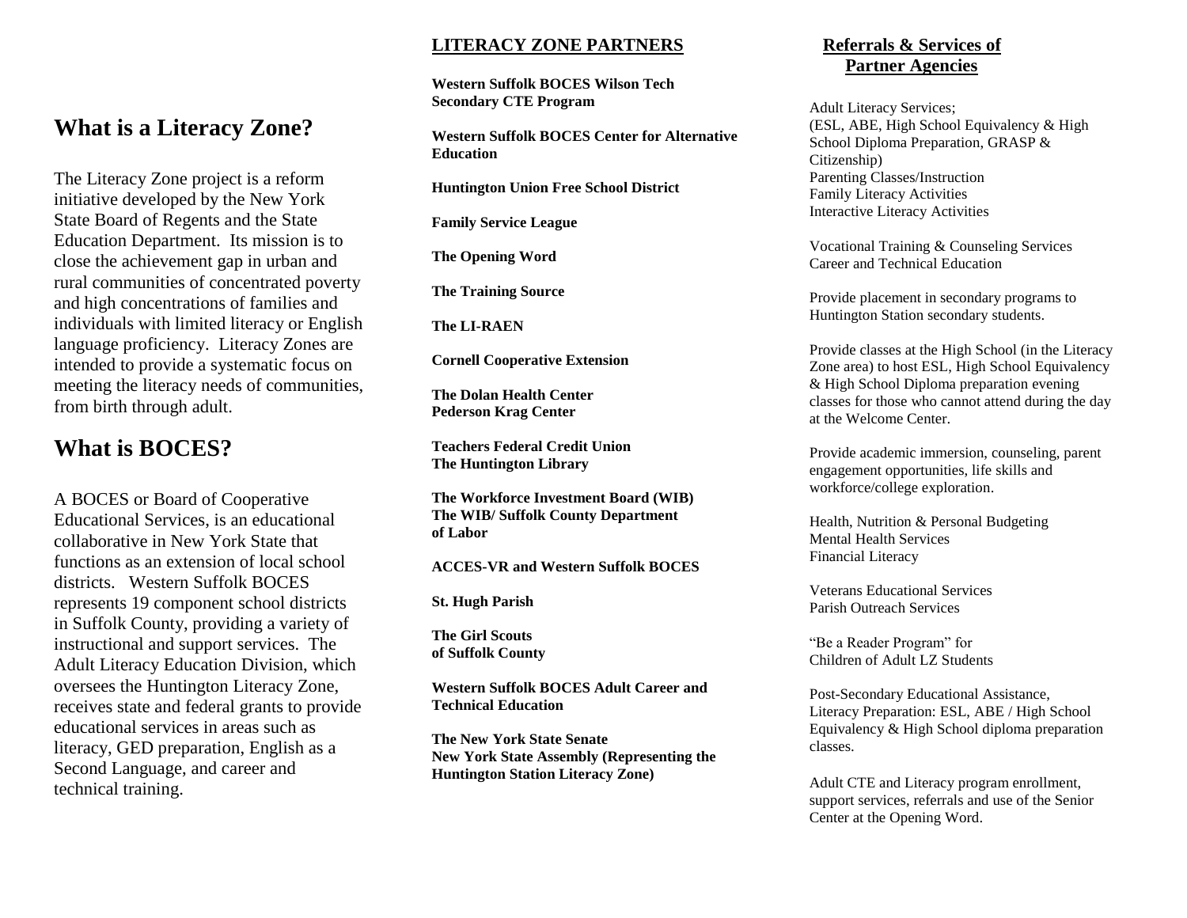# What is a Literacy Zone?

The Literacy Zone project is a reform initiative developed by the New York State Board of Regents and the State Education Department. Its mission is to close the achievement gap in urban and rural communities of concentrated poverty and high concentrations of families and individuals with limited literacy or English language proficiency. Literacy Zones are intended to provide a systematic focus on meeting the literacy needs of communities, from birth through adult.

# What is BOCES?

A BOCES or Board of Cooperative Educational Services, is an educational collaborative in New York State that functions as an extension of local school districts. Western Suffolk BOCES represents 19 component school districts in Suffolk County, providing a variety of instructional and support services. The Adult Literacy Education Division, which oversees the Huntington Literacy Zone, receives state and federal grants to provide educational services in areas such as literacy, GED preparation, English as a Second Language, and career and technical training.

## LITERACY ZONE PARTNERS

**Western Suffolk BOCES Wilson Tech Secondary CTE Program**

**Western Suffolk BOCES Center for Alternative Education**

**Huntington Union Free School District**

**Family Service League**

**The Opening Word**

**The Training Source**

**The LI-RAEN**

**Cornell Cooperative Extension**

**The Dolan Health Center**
**Pederson Krag Center**

**Teachers Federal Credit Union**
**The Huntington Library**

**The Workforce Investment Board (WIB)**
**The WIB/ Suffolk County Department of Labor**

**ACCES-VR and Western Suffolk BOCES**

**St. Hugh Parish**

**The Girl Scouts of Suffolk County**

**Western Suffolk BOCES Adult Career and Technical Education**

**The New York State Senate**
**New York State Assembly (Representing the Huntington Station Literacy Zone)**

## Referrals & Services of Partner Agencies

Adult Literacy Services;
(ESL, ABE, High School Equivalency & High School Diploma Preparation, GRASP & Citizenship)
Parenting Classes/Instruction
Family Literacy Activities
Interactive Literacy Activities

Vocational Training & Counseling Services
Career and Technical Education

Provide placement in secondary programs to Huntington Station secondary students.

Provide classes at the High School (in the Literacy Zone area) to host ESL, High School Equivalency & High School Diploma preparation evening classes for those who cannot attend during the day at the Welcome Center.

Provide academic immersion, counseling, parent engagement opportunities, life skills and workforce/college exploration.

Health, Nutrition & Personal Budgeting
Mental Health Services
Financial Literacy

Veterans Educational Services
Parish Outreach Services

"Be a Reader Program" for
Children of Adult LZ Students

Post-Secondary Educational Assistance,
Literacy Preparation: ESL, ABE / High School Equivalency & High School diploma preparation classes.

Adult CTE and Literacy program enrollment, support services, referrals and use of the Senior Center at the Opening Word.